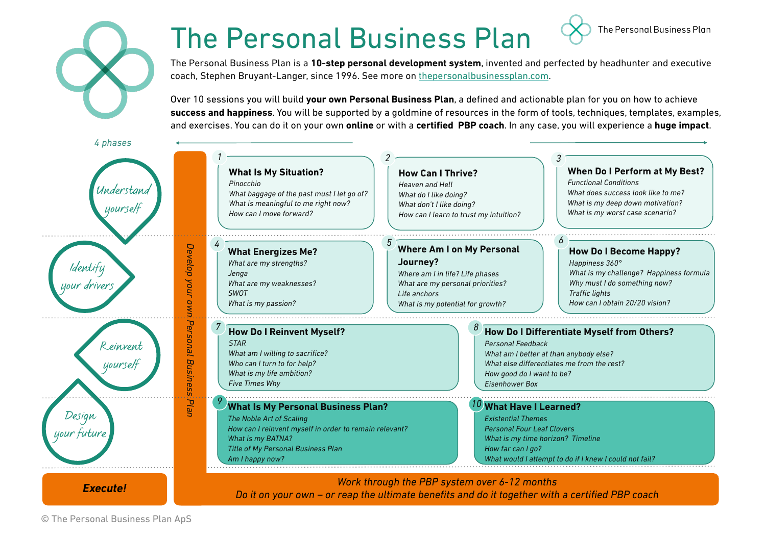# The Personal Business Plan

The Personal Business Plan

The Personal Business Plan is a **10-step personal development system**, invented and perfected by headhunter and executive coach, Stephen Bruyant-Langer, since 1996. See more on thepersonalbusinessplan.com.

Over 10 sessions you will build **your own Personal Business Plan**, a defined and actionable plan for you on how to achieve **success and happiness**. You will be supported by a goldmine of resources in the form of tools, techniques, templates, examples, and exercises. You can do it on your own **online** or with a **certified PBP coach**. In any case, you will experience a **huge impact**.

*4 phases*

*Develop your own Personal Business Plan*

## Understand yourself

### 1 What Is My Situation?

*Pinocchio*
*What baggage of the past must I let go of?*
*What is meaningful to me right now?*
*How can I move forward?*

### 2 How Can I Thrive?

*Heaven and Hell*
*What do I like doing?*
*What don't I like doing?*
*How can I learn to trust my intuition?*

### 3 When Do I Perform at My Best?

*Functional Conditions*
*What does success look like to me?*
*What is my deep down motivation?*
*What is my worst case scenario?*

## Identify your drivers

### 4 What Energizes Me?

*What are my strengths?*
*Jenga*
*What are my weaknesses?*
*SWOT*
*What is my passion?*

### 5 Where Am I on My Personal Journey?

*Where am I in life? Life phases*
*What are my personal priorities?*
*Life anchors*
*What is my potential for growth?*

### 6 How Do I Become Happy?

*Happiness 360°*
*What is my challenge? Happiness formula*
*Why must I do something now?*
*Traffic lights*
*How can I obtain 20/20 vision?*

## Reinvent yourself

### 7 How Do I Reinvent Myself?

*STAR*
*What am I willing to sacrifice?*
*Who can I turn to for help?*
*What is my life ambition?*
*Five Times Why*

### 8 How Do I Differentiate Myself from Others?

*Personal Feedback*
*What am I better at than anybody else?*
*What else differentiates me from the rest?*
*How good do I want to be?*
*Eisenhower Box*

## Design your future

### 9 What Is My Personal Business Plan?

*The Noble Art of Scaling*
*How can I reinvent myself in order to remain relevant?*
*What is my BATNA?*
*Title of My Personal Business Plan*
*Am I happy now?*

### 10 What Have I Learned?

*Existential Themes*
*Personal Four Leaf Clovers*
*What is my time horizon? Timeline*
*How far can I go?*
*What would I attempt to do if I knew I could not fail?*

## Execute!

*Work through the PBP system over 6-12 months*
*Do it on your own – or reap the ultimate benefits and do it together with a certified PBP coach*

© The Personal Business Plan ApS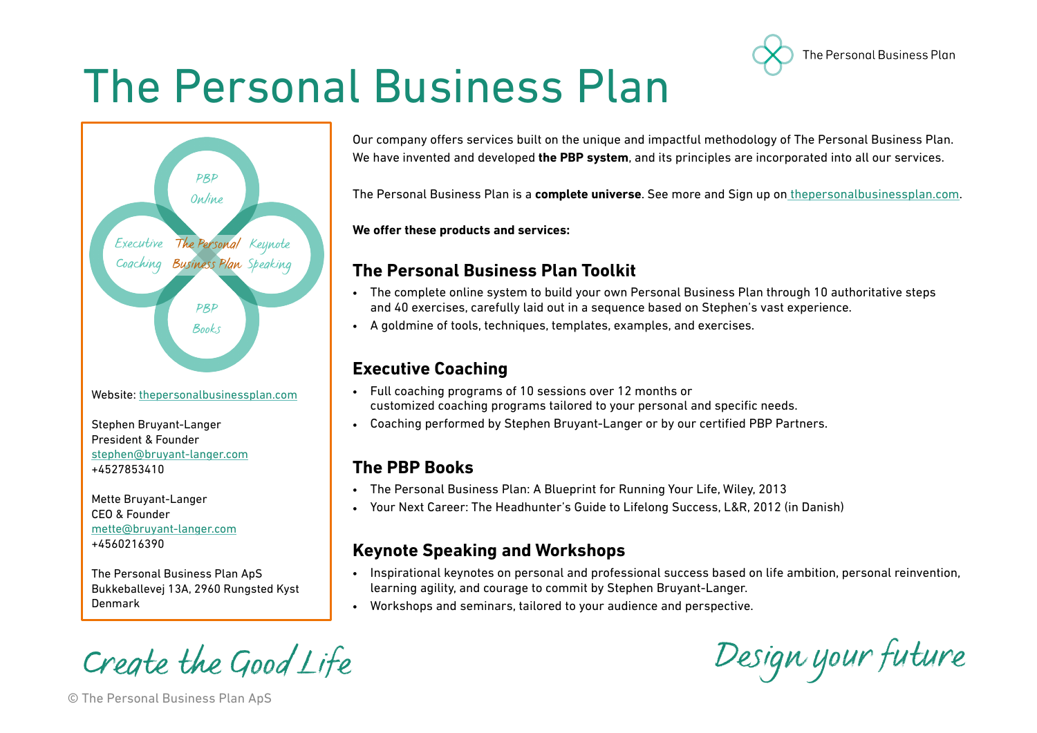# The Personal Business Plan

The Personal Business Plan

PBP Online

Executive Coaching

The Personal Business Plan

Keynote Speaking

PBP Books

Website: thepersonalbusinessplan.com

Stephen Bruyant-Langer
President & Founder
stephen@bruyant-langer.com
+4527853410

Mette Bruyant-Langer
CEO & Founder
mette@bruyant-langer.com
+4560216390

The Personal Business Plan ApS
Bukkeballevej 13A, 2960 Rungsted Kyst
Denmark

Our company offers services built on the unique and impactful methodology of The Personal Business Plan. We have invented and developed **the PBP system**, and its principles are incorporated into all our services.

The Personal Business Plan is a **complete universe**. See more and Sign up on thepersonalbusinessplan.com.

**We offer these products and services:**

## The Personal Business Plan Toolkit

- The complete online system to build your own Personal Business Plan through 10 authoritative steps and 40 exercises, carefully laid out in a sequence based on Stephen's vast experience.
- A goldmine of tools, techniques, templates, examples, and exercises.

## Executive Coaching

- Full coaching programs of 10 sessions over 12 months or customized coaching programs tailored to your personal and specific needs.
- Coaching performed by Stephen Bruyant-Langer or by our certified PBP Partners.

## The PBP Books

- The Personal Business Plan: A Blueprint for Running Your Life, Wiley, 2013
- Your Next Career: The Headhunter's Guide to Lifelong Success, L&R, 2012 (in Danish)

## Keynote Speaking and Workshops

- Inspirational keynotes on personal and professional success based on life ambition, personal reinvention, learning agility, and courage to commit by Stephen Bruyant-Langer.
- Workshops and seminars, tailored to your audience and perspective.

*Create the Good Life*

*Design your future*

© The Personal Business Plan ApS